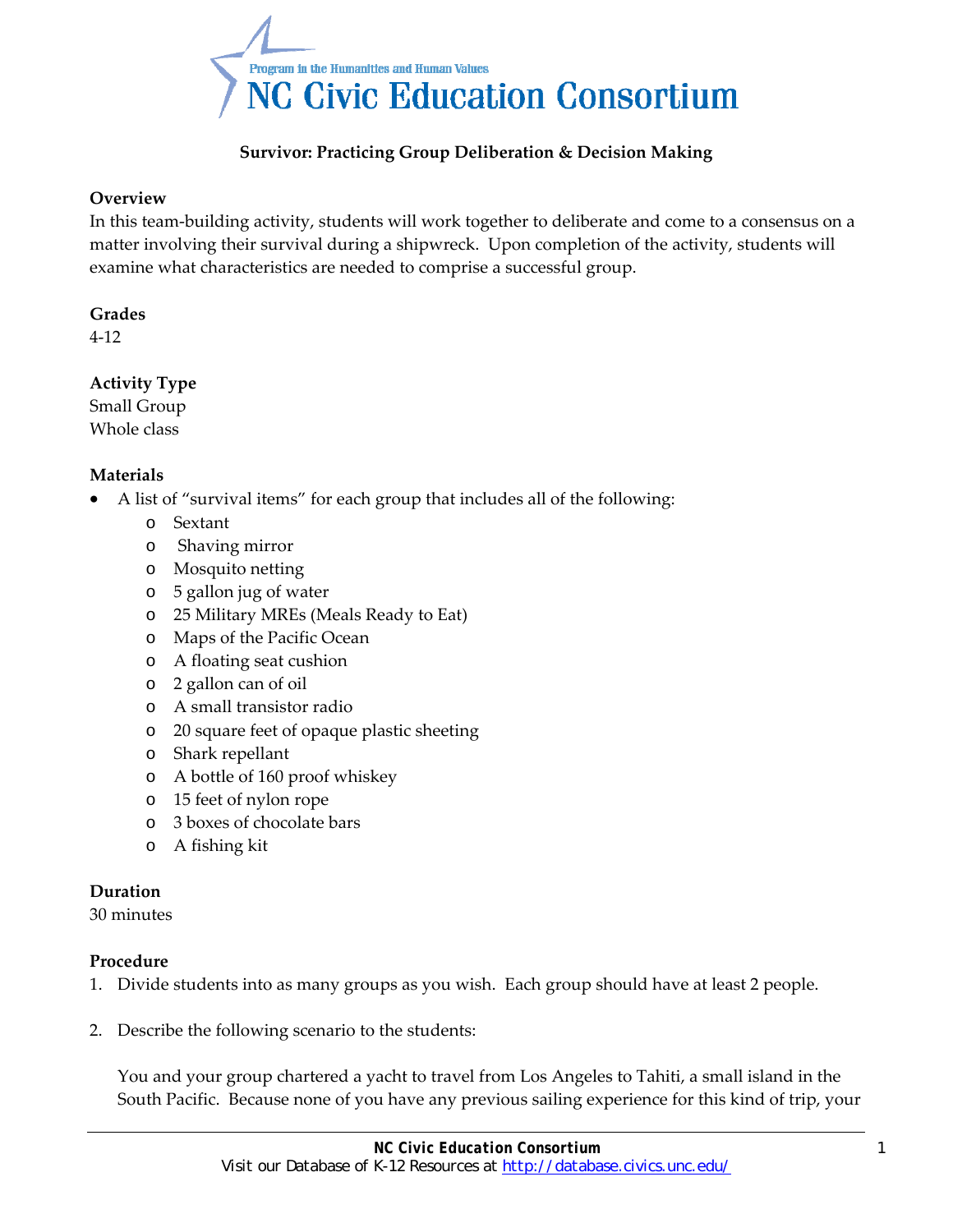Program in the Humanities and Human Values

NC Civic Education Consortium

**Survivor: Practicing Group Deliberation & Decision Making**

**Overview**

In this team-building activity, students will work together to deliberate and come to a consensus on a matter involving their survival during a shipwreck. Upon completion of the activity, students will examine what characteristics are needed to comprise a successful group.

**Grades**

4-12

**Activity Type**

Small Group
Whole class

**Materials**

- A list of "survival items" for each group that includes all of the following:
  - Sextant
  - Shaving mirror
  - Mosquito netting
  - 5 gallon jug of water
  - 25 Military MREs (Meals Ready to Eat)
  - Maps of the Pacific Ocean
  - A floating seat cushion
  - 2 gallon can of oil
  - A small transistor radio
  - 20 square feet of opaque plastic sheeting
  - Shark repellant
  - A bottle of 160 proof whiskey
  - 15 feet of nylon rope
  - 3 boxes of chocolate bars
  - A fishing kit

**Duration**

30 minutes

**Procedure**

1. Divide students into as many groups as you wish. Each group should have at least 2 people.

2. Describe the following scenario to the students:

   You and your group chartered a yacht to travel from Los Angeles to Tahiti, a small island in the South Pacific. Because none of you have any previous sailing experience for this kind of trip, your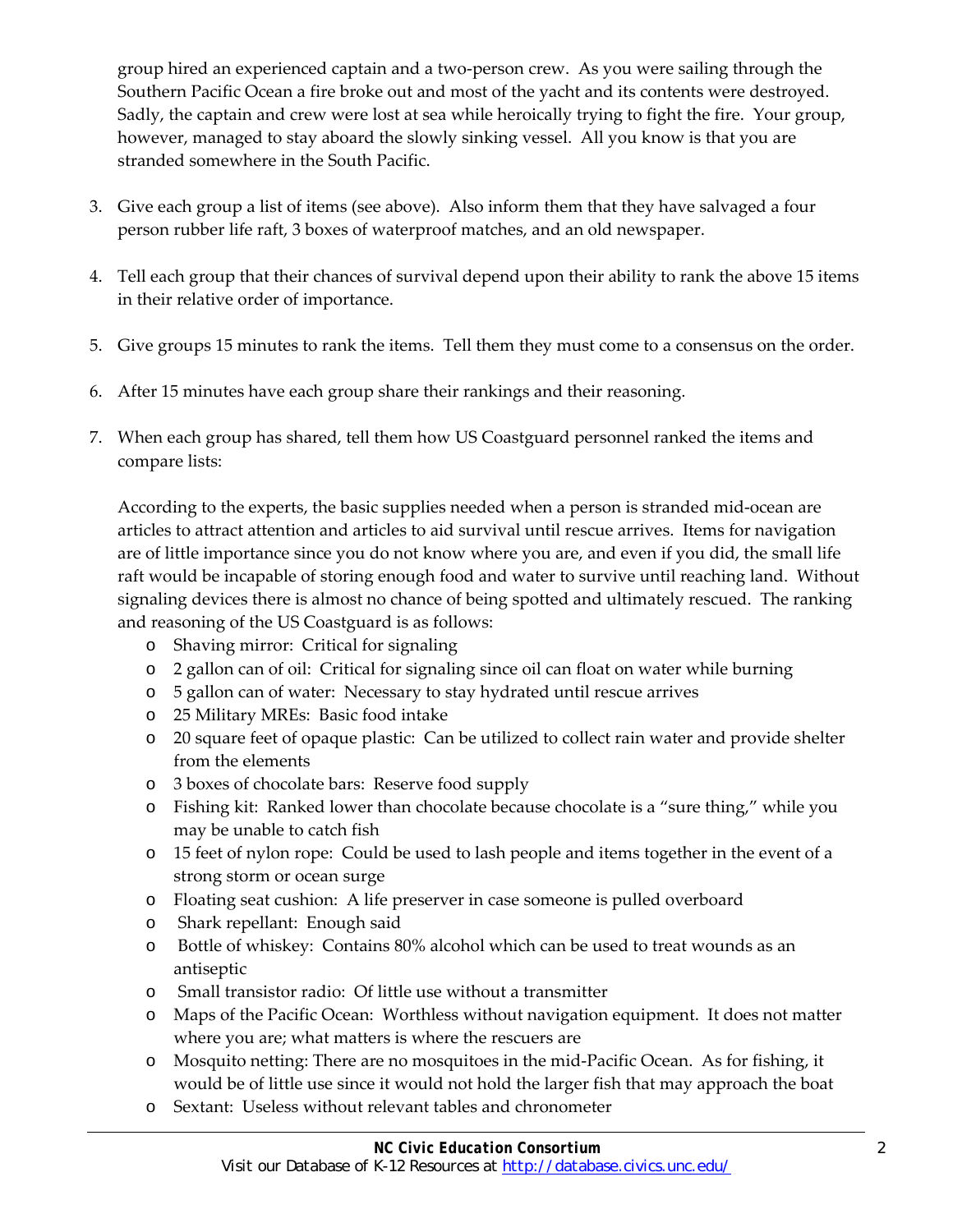group hired an experienced captain and a two-person crew. As you were sailing through the Southern Pacific Ocean a fire broke out and most of the yacht and its contents were destroyed. Sadly, the captain and crew were lost at sea while heroically trying to fight the fire. Your group, however, managed to stay aboard the slowly sinking vessel. All you know is that you are stranded somewhere in the South Pacific.

3. Give each group a list of items (see above). Also inform them that they have salvaged a four person rubber life raft, 3 boxes of waterproof matches, and an old newspaper.

4. Tell each group that their chances of survival depend upon their ability to rank the above 15 items in their relative order of importance.

5. Give groups 15 minutes to rank the items. Tell them they must come to a consensus on the order.

6. After 15 minutes have each group share their rankings and their reasoning.

7. When each group has shared, tell them how US Coastguard personnel ranked the items and compare lists:

   According to the experts, the basic supplies needed when a person is stranded mid-ocean are articles to attract attention and articles to aid survival until rescue arrives. Items for navigation are of little importance since you do not know where you are, and even if you did, the small life raft would be incapable of storing enough food and water to survive until reaching land. Without signaling devices there is almost no chance of being spotted and ultimately rescued. The ranking and reasoning of the US Coastguard is as follows:

   - Shaving mirror: Critical for signaling
   - 2 gallon can of oil: Critical for signaling since oil can float on water while burning
   - 5 gallon can of water: Necessary to stay hydrated until rescue arrives
   - 25 Military MREs: Basic food intake
   - 20 square feet of opaque plastic: Can be utilized to collect rain water and provide shelter from the elements
   - 3 boxes of chocolate bars: Reserve food supply
   - Fishing kit: Ranked lower than chocolate because chocolate is a "sure thing," while you may be unable to catch fish
   - 15 feet of nylon rope: Could be used to lash people and items together in the event of a strong storm or ocean surge
   - Floating seat cushion: A life preserver in case someone is pulled overboard
   - Shark repellant: Enough said
   - Bottle of whiskey: Contains 80% alcohol which can be used to treat wounds as an antiseptic
   - Small transistor radio: Of little use without a transmitter
   - Maps of the Pacific Ocean: Worthless without navigation equipment. It does not matter where you are; what matters is where the rescuers are
   - Mosquito netting: There are no mosquitoes in the mid-Pacific Ocean. As for fishing, it would be of little use since it would not hold the larger fish that may approach the boat
   - Sextant: Useless without relevant tables and chronometer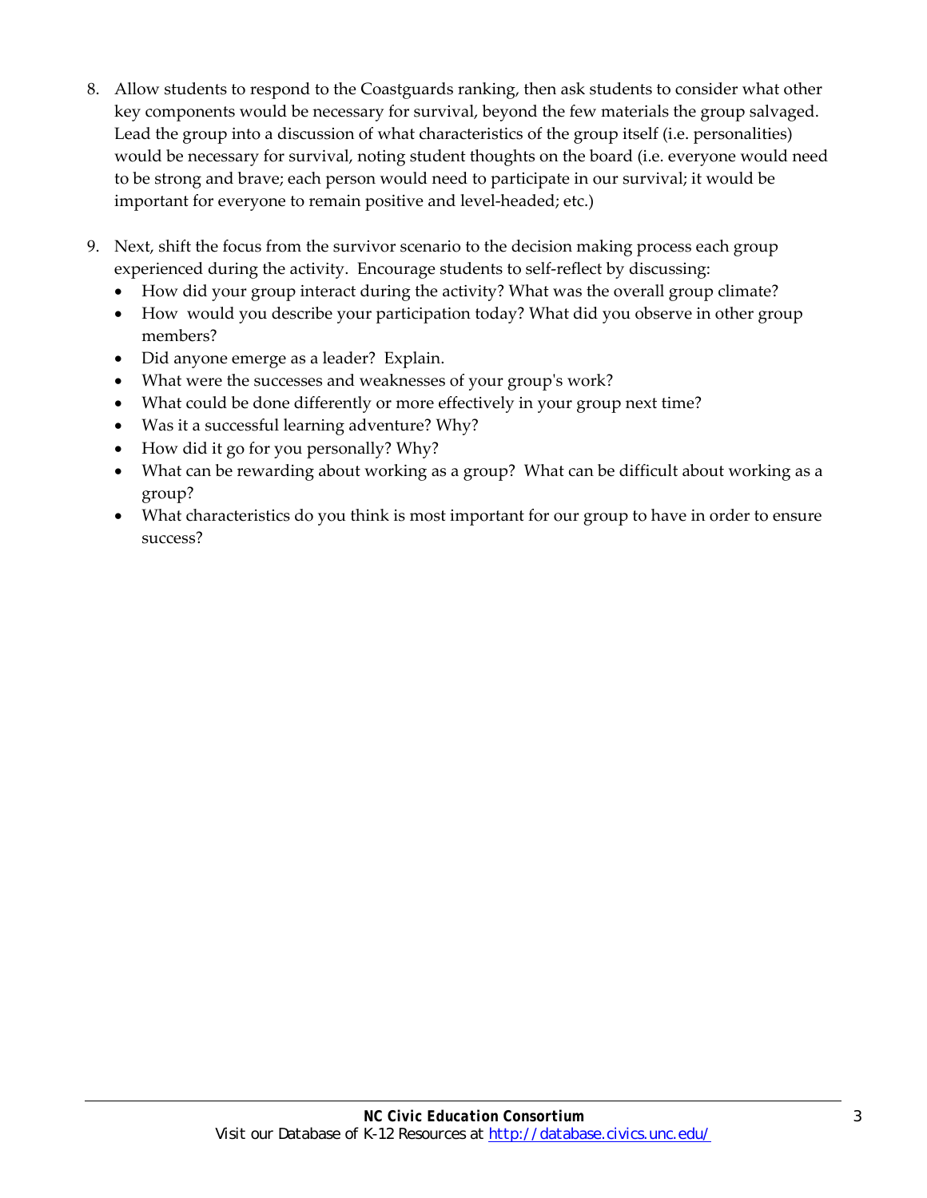8. Allow students to respond to the Coastguards ranking, then ask students to consider what other key components would be necessary for survival, beyond the few materials the group salvaged. Lead the group into a discussion of what characteristics of the group itself (i.e. personalities) would be necessary for survival, noting student thoughts on the board (i.e. everyone would need to be strong and brave; each person would need to participate in our survival; it would be important for everyone to remain positive and level-headed; etc.)

9. Next, shift the focus from the survivor scenario to the decision making process each group experienced during the activity. Encourage students to self-reflect by discussing:
   - How did your group interact during the activity? What was the overall group climate?
   - How would you describe your participation today? What did you observe in other group members?
   - Did anyone emerge as a leader? Explain.
   - What were the successes and weaknesses of your group's work?
   - What could be done differently or more effectively in your group next time?
   - Was it a successful learning adventure? Why?
   - How did it go for you personally? Why?
   - What can be rewarding about working as a group? What can be difficult about working as a group?
   - What characteristics do you think is most important for our group to have in order to ensure success?